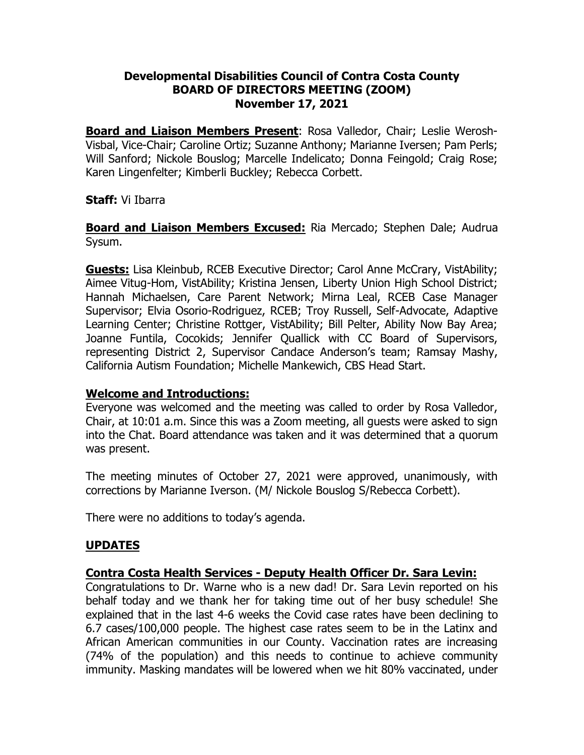**Developmental Disabilities Council of Contra Costa County**
**BOARD OF DIRECTORS MEETING (ZOOM)**
**November 17, 2021**

**Board and Liaison Members Present**: Rosa Valledor, Chair; Leslie Werosh-Visbal, Vice-Chair; Caroline Ortiz; Suzanne Anthony; Marianne Iversen; Pam Perls; Will Sanford; Nickole Bouslog; Marcelle Indelicato; Donna Feingold; Craig Rose; Karen Lingenfelter; Kimberli Buckley; Rebecca Corbett.

**Staff:** Vi Ibarra

**Board and Liaison Members Excused:** Ria Mercado; Stephen Dale; Audrua Sysum.

**Guests:** Lisa Kleinbub, RCEB Executive Director; Carol Anne McCrary, VistAbility; Aimee Vitug-Hom, VistAbility; Kristina Jensen, Liberty Union High School District; Hannah Michaelsen, Care Parent Network; Mirna Leal, RCEB Case Manager Supervisor; Elvia Osorio-Rodriguez, RCEB; Troy Russell, Self-Advocate, Adaptive Learning Center; Christine Rottger, VistAbility; Bill Pelter, Ability Now Bay Area; Joanne Funtila, Cocokids; Jennifer Quallick with CC Board of Supervisors, representing District 2, Supervisor Candace Anderson's team; Ramsay Mashy, California Autism Foundation; Michelle Mankewich, CBS Head Start.

## Welcome and Introductions:

Everyone was welcomed and the meeting was called to order by Rosa Valledor, Chair, at 10:01 a.m. Since this was a Zoom meeting, all guests were asked to sign into the Chat. Board attendance was taken and it was determined that a quorum was present.

The meeting minutes of October 27, 2021 were approved, unanimously, with corrections by Marianne Iverson. (M/ Nickole Bouslog S/Rebecca Corbett).

There were no additions to today's agenda.

## UPDATES

### Contra Costa Health Services - Deputy Health Officer Dr. Sara Levin:

Congratulations to Dr. Warne who is a new dad! Dr. Sara Levin reported on his behalf today and we thank her for taking time out of her busy schedule! She explained that in the last 4-6 weeks the Covid case rates have been declining to 6.7 cases/100,000 people. The highest case rates seem to be in the Latinx and African American communities in our County. Vaccination rates are increasing (74% of the population) and this needs to continue to achieve community immunity. Masking mandates will be lowered when we hit 80% vaccinated, under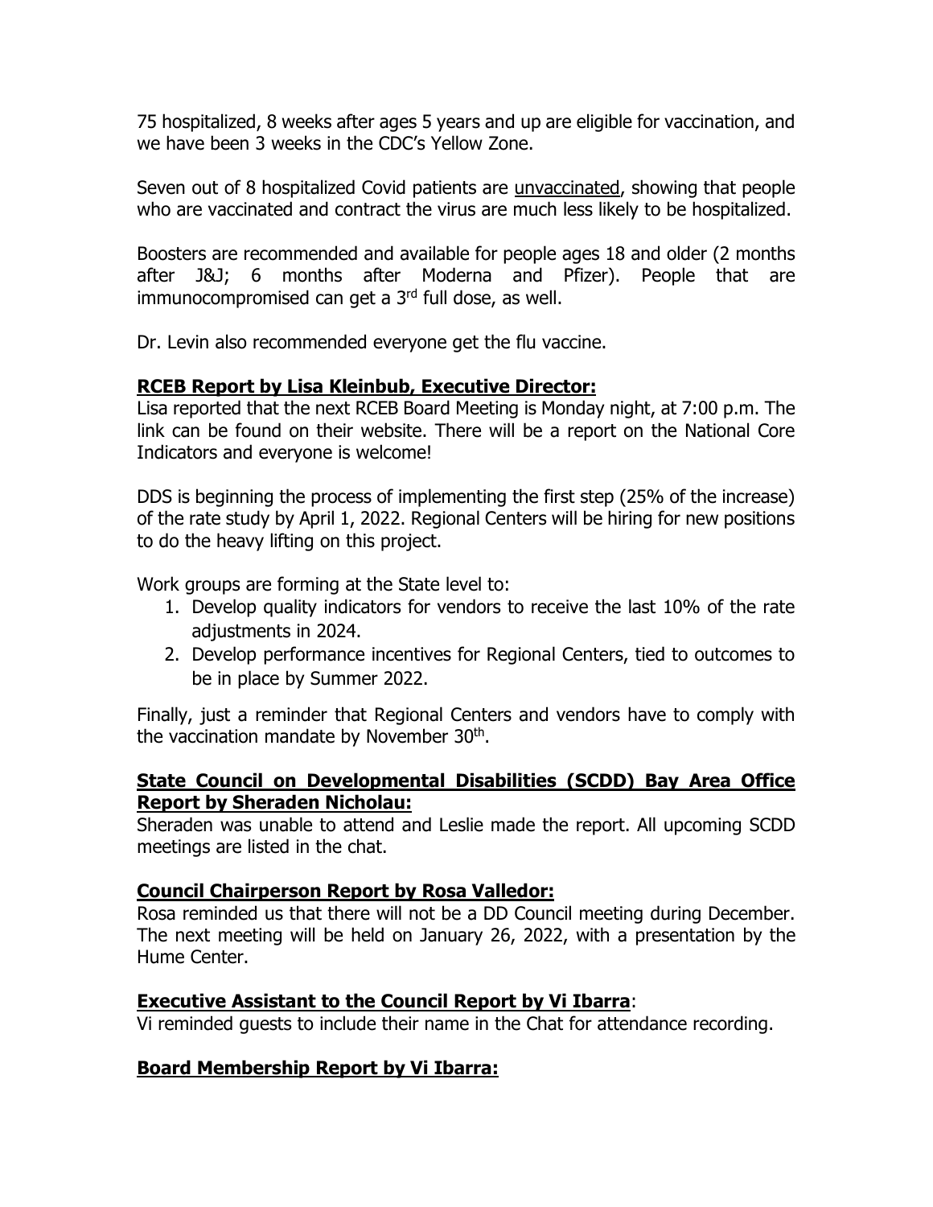75 hospitalized, 8 weeks after ages 5 years and up are eligible for vaccination, and we have been 3 weeks in the CDC's Yellow Zone.

Seven out of 8 hospitalized Covid patients are unvaccinated, showing that people who are vaccinated and contract the virus are much less likely to be hospitalized.

Boosters are recommended and available for people ages 18 and older (2 months after J&J; 6 months after Moderna and Pfizer). People that are immunocompromised can get a 3rd full dose, as well.

Dr. Levin also recommended everyone get the flu vaccine.

**RCEB Report by Lisa Kleinbub, Executive Director:**
Lisa reported that the next RCEB Board Meeting is Monday night, at 7:00 p.m. The link can be found on their website. There will be a report on the National Core Indicators and everyone is welcome!

DDS is beginning the process of implementing the first step (25% of the increase) of the rate study by April 1, 2022. Regional Centers will be hiring for new positions to do the heavy lifting on this project.

Work groups are forming at the State level to:

1. Develop quality indicators for vendors to receive the last 10% of the rate adjustments in 2024.
2. Develop performance incentives for Regional Centers, tied to outcomes to be in place by Summer 2022.

Finally, just a reminder that Regional Centers and vendors have to comply with the vaccination mandate by November 30th.

**State Council on Developmental Disabilities (SCDD) Bay Area Office Report by Sheraden Nicholau:**
Sheraden was unable to attend and Leslie made the report. All upcoming SCDD meetings are listed in the chat.

**Council Chairperson Report by Rosa Valledor:**
Rosa reminded us that there will not be a DD Council meeting during December. The next meeting will be held on January 26, 2022, with a presentation by the Hume Center.

**Executive Assistant to the Council Report by Vi Ibarra**:
Vi reminded guests to include their name in the Chat for attendance recording.

**Board Membership Report by Vi Ibarra:**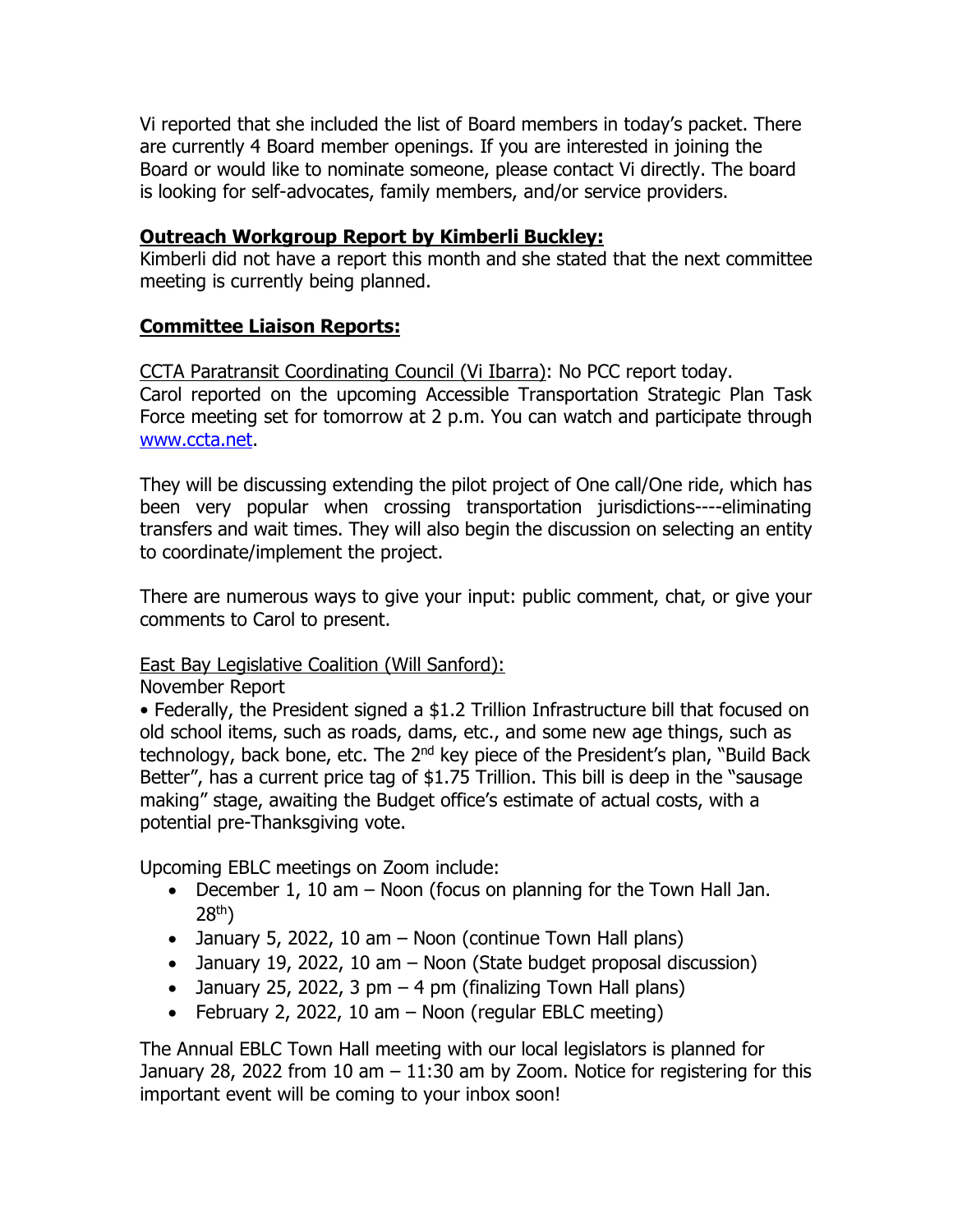Vi reported that she included the list of Board members in today's packet. There are currently 4 Board member openings. If you are interested in joining the Board or would like to nominate someone, please contact Vi directly. The board is looking for self-advocates, family members, and/or service providers.

## Outreach Workgroup Report by Kimberli Buckley:

Kimberli did not have a report this month and she stated that the next committee meeting is currently being planned.

## Committee Liaison Reports:

CCTA Paratransit Coordinating Council (Vi Ibarra): No PCC report today.
Carol reported on the upcoming Accessible Transportation Strategic Plan Task Force meeting set for tomorrow at 2 p.m. You can watch and participate through www.ccta.net.

They will be discussing extending the pilot project of One call/One ride, which has been very popular when crossing transportation jurisdictions----eliminating transfers and wait times. They will also begin the discussion on selecting an entity to coordinate/implement the project.

There are numerous ways to give your input: public comment, chat, or give your comments to Carol to present.

East Bay Legislative Coalition (Will Sanford):
November Report

- Federally, the President signed a $1.2 Trillion Infrastructure bill that focused on old school items, such as roads, dams, etc., and some new age things, such as technology, back bone, etc. The 2nd key piece of the President's plan, "Build Back Better", has a current price tag of $1.75 Trillion. This bill is deep in the "sausage making" stage, awaiting the Budget office's estimate of actual costs, with a potential pre-Thanksgiving vote.

Upcoming EBLC meetings on Zoom include:

- December 1, 10 am – Noon (focus on planning for the Town Hall Jan. 28th)
- January 5, 2022, 10 am – Noon (continue Town Hall plans)
- January 19, 2022, 10 am – Noon (State budget proposal discussion)
- January 25, 2022, 3 pm – 4 pm (finalizing Town Hall plans)
- February 2, 2022, 10 am – Noon (regular EBLC meeting)

The Annual EBLC Town Hall meeting with our local legislators is planned for January 28, 2022 from 10 am – 11:30 am by Zoom. Notice for registering for this important event will be coming to your inbox soon!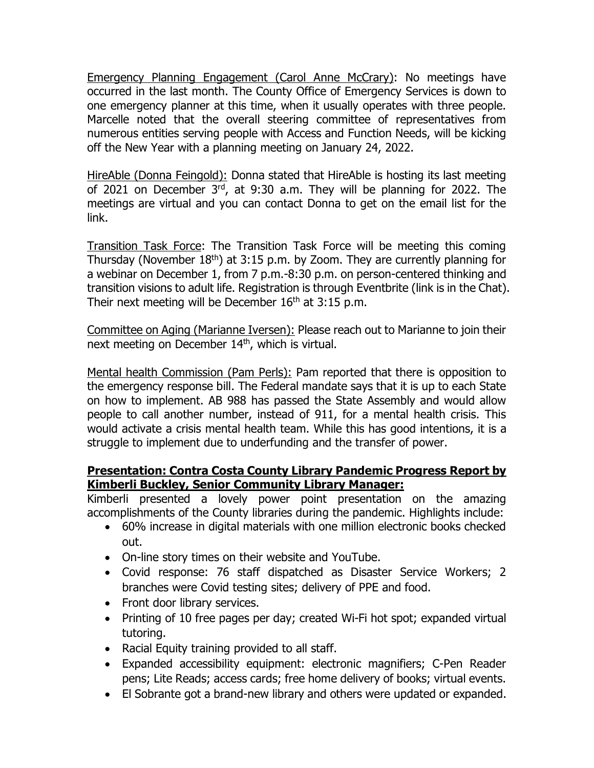Emergency Planning Engagement (Carol Anne McCrary): No meetings have occurred in the last month. The County Office of Emergency Services is down to one emergency planner at this time, when it usually operates with three people. Marcelle noted that the overall steering committee of representatives from numerous entities serving people with Access and Function Needs, will be kicking off the New Year with a planning meeting on January 24, 2022.

HireAble (Donna Feingold): Donna stated that HireAble is hosting its last meeting of 2021 on December 3rd, at 9:30 a.m. They will be planning for 2022. The meetings are virtual and you can contact Donna to get on the email list for the link.

Transition Task Force: The Transition Task Force will be meeting this coming Thursday (November 18th) at 3:15 p.m. by Zoom. They are currently planning for a webinar on December 1, from 7 p.m.-8:30 p.m. on person-centered thinking and transition visions to adult life. Registration is through Eventbrite (link is in the Chat). Their next meeting will be December 16th at 3:15 p.m.

Committee on Aging (Marianne Iversen): Please reach out to Marianne to join their next meeting on December 14th, which is virtual.

Mental health Commission (Pam Perls): Pam reported that there is opposition to the emergency response bill. The Federal mandate says that it is up to each State on how to implement. AB 988 has passed the State Assembly and would allow people to call another number, instead of 911, for a mental health crisis. This would activate a crisis mental health team. While this has good intentions, it is a struggle to implement due to underfunding and the transfer of power.

**Presentation: Contra Costa County Library Pandemic Progress Report by Kimberli Buckley, Senior Community Library Manager:**

Kimberli presented a lovely power point presentation on the amazing accomplishments of the County libraries during the pandemic. Highlights include:

- 60% increase in digital materials with one million electronic books checked out.
- On-line story times on their website and YouTube.
- Covid response: 76 staff dispatched as Disaster Service Workers; 2 branches were Covid testing sites; delivery of PPE and food.
- Front door library services.
- Printing of 10 free pages per day; created Wi-Fi hot spot; expanded virtual tutoring.
- Racial Equity training provided to all staff.
- Expanded accessibility equipment: electronic magnifiers; C-Pen Reader pens; Lite Reads; access cards; free home delivery of books; virtual events.
- El Sobrante got a brand-new library and others were updated or expanded.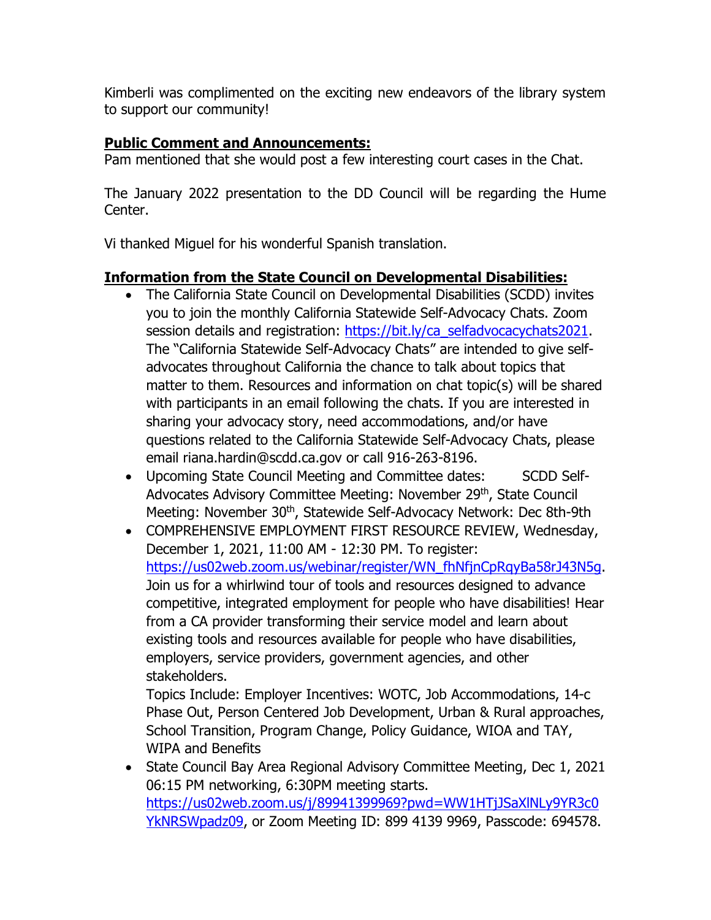Kimberli was complimented on the exciting new endeavors of the library system to support our community!

**Public Comment and Announcements:**

Pam mentioned that she would post a few interesting court cases in the Chat.

The January 2022 presentation to the DD Council will be regarding the Hume Center.

Vi thanked Miguel for his wonderful Spanish translation.

**Information from the State Council on Developmental Disabilities:**

- The California State Council on Developmental Disabilities (SCDD) invites you to join the monthly California Statewide Self-Advocacy Chats. Zoom session details and registration: https://bit.ly/ca_selfadvocacychats2021. The "California Statewide Self-Advocacy Chats" are intended to give self-advocates throughout California the chance to talk about topics that matter to them. Resources and information on chat topic(s) will be shared with participants in an email following the chats. If you are interested in sharing your advocacy story, need accommodations, and/or have questions related to the California Statewide Self-Advocacy Chats, please email riana.hardin@scdd.ca.gov or call 916-263-8196.
- Upcoming State Council Meeting and Committee dates: SCDD Self-Advocates Advisory Committee Meeting: November 29th, State Council Meeting: November 30th, Statewide Self-Advocacy Network: Dec 8th-9th
- COMPREHENSIVE EMPLOYMENT FIRST RESOURCE REVIEW, Wednesday, December 1, 2021, 11:00 AM - 12:30 PM. To register: https://us02web.zoom.us/webinar/register/WN_fhNfjnCpRqyBa58rJ43N5g. Join us for a whirlwind tour of tools and resources designed to advance competitive, integrated employment for people who have disabilities! Hear from a CA provider transforming their service model and learn about existing tools and resources available for people who have disabilities, employers, service providers, government agencies, and other stakeholders.
  Topics Include: Employer Incentives: WOTC, Job Accommodations, 14-c Phase Out, Person Centered Job Development, Urban & Rural approaches, School Transition, Program Change, Policy Guidance, WIOA and TAY, WIPA and Benefits
- State Council Bay Area Regional Advisory Committee Meeting, Dec 1, 2021 06:15 PM networking, 6:30PM meeting starts. https://us02web.zoom.us/j/89941399969?pwd=WW1HTjJSaXlNLy9YR3c0YkNRSWpadz09, or Zoom Meeting ID: 899 4139 9969, Passcode: 694578.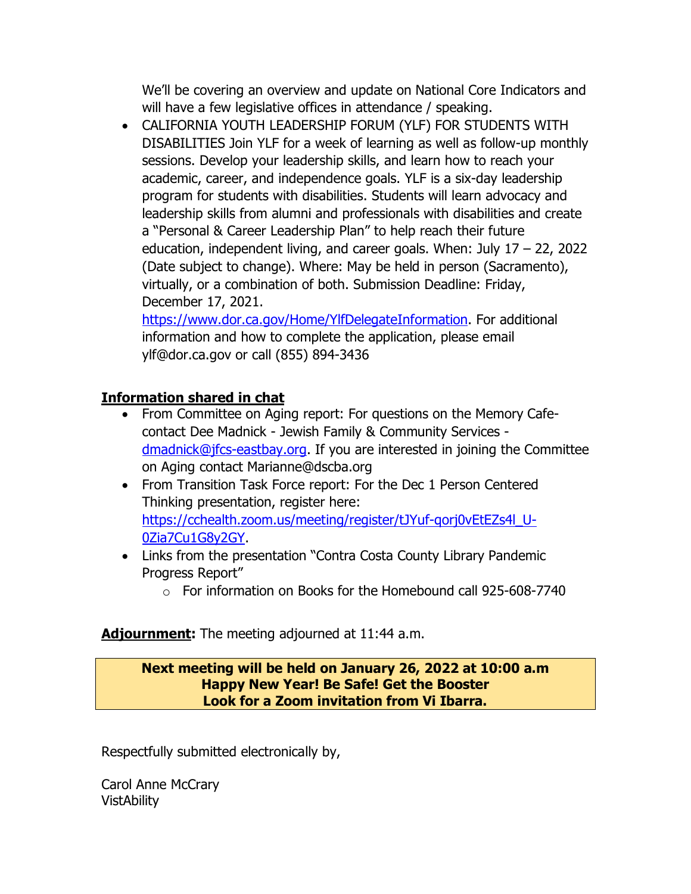We'll be covering an overview and update on National Core Indicators and will have a few legislative offices in attendance / speaking.

- CALIFORNIA YOUTH LEADERSHIP FORUM (YLF) FOR STUDENTS WITH DISABILITIES Join YLF for a week of learning as well as follow-up monthly sessions. Develop your leadership skills, and learn how to reach your academic, career, and independence goals. YLF is a six-day leadership program for students with disabilities. Students will learn advocacy and leadership skills from alumni and professionals with disabilities and create a "Personal & Career Leadership Plan" to help reach their future education, independent living, and career goals. When: July 17 – 22, 2022 (Date subject to change). Where: May be held in person (Sacramento), virtually, or a combination of both. Submission Deadline: Friday, December 17, 2021. https://www.dor.ca.gov/Home/YlfDelegateInformation. For additional information and how to complete the application, please email ylf@dor.ca.gov or call (855) 894-3436

**Information shared in chat**

- From Committee on Aging report: For questions on the Memory Cafe-contact Dee Madnick - Jewish Family & Community Services - dmadnick@jfcs-eastbay.org. If you are interested in joining the Committee on Aging contact Marianne@dscba.org
- From Transition Task Force report: For the Dec 1 Person Centered Thinking presentation, register here: https://cchealth.zoom.us/meeting/register/tJYuf-qorj0vEtEZs4l_U-0Zia7Cu1G8y2GY.
- Links from the presentation "Contra Costa County Library Pandemic Progress Report"
  - For information on Books for the Homebound call 925-608-7740

**Adjournment:** The meeting adjourned at 11:44 a.m.

**Next meeting will be held on January 26, 2022 at 10:00 a.m**
**Happy New Year! Be Safe! Get the Booster**
**Look for a Zoom invitation from Vi Ibarra.**

Respectfully submitted electronically by,

Carol Anne McCrary
VistAbility